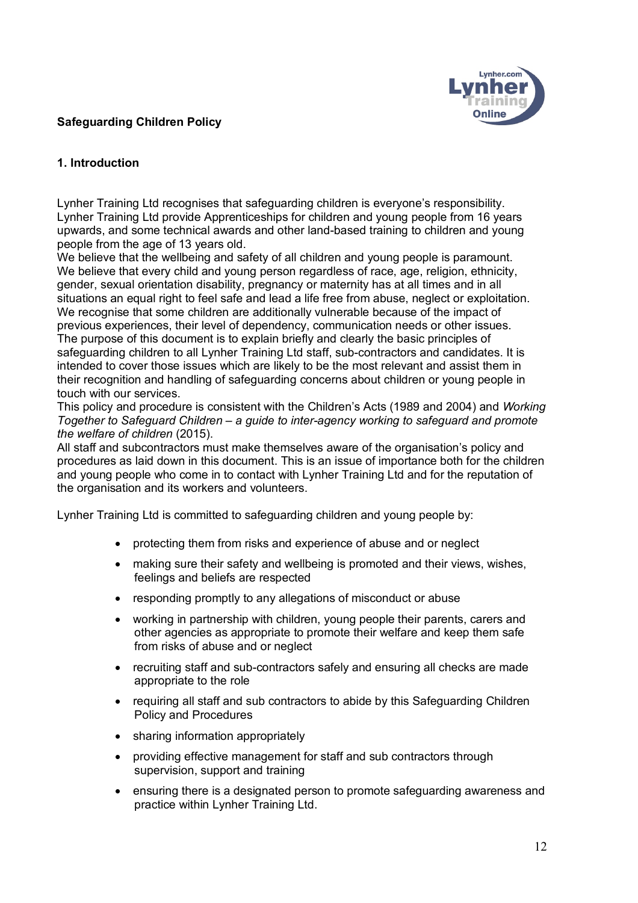## Safeguarding Children Policy

### 1. Introduction

Lynher Training Ltd recognises that safeguarding children is everyone's responsibility. Lynher Training Ltd provide Apprenticeships for children and young people from 16 years upwards, and some technical awards and other land-based training to children and young people from the age of 13 years old.
We believe that the wellbeing and safety of all children and young people is paramount. We believe that every child and young person regardless of race, age, religion, ethnicity, gender, sexual orientation disability, pregnancy or maternity has at all times and in all situations an equal right to feel safe and lead a life free from abuse, neglect or exploitation. We recognise that some children are additionally vulnerable because of the impact of previous experiences, their level of dependency, communication needs or other issues.
The purpose of this document is to explain briefly and clearly the basic principles of safeguarding children to all Lynher Training Ltd staff, sub-contractors and candidates. It is intended to cover those issues which are likely to be the most relevant and assist them in their recognition and handling of safeguarding concerns about children or young people in touch with our services.
This policy and procedure is consistent with the Children's Acts (1989 and 2004) and *Working Together to Safeguard Children – a guide to inter-agency working to safeguard and promote the welfare of children* (2015).
All staff and subcontractors must make themselves aware of the organisation's policy and procedures as laid down in this document. This is an issue of importance both for the children and young people who come in to contact with Lynher Training Ltd and for the reputation of the organisation and its workers and volunteers.

Lynher Training Ltd is committed to safeguarding children and young people by:

- protecting them from risks and experience of abuse and or neglect
- making sure their safety and wellbeing is promoted and their views, wishes, feelings and beliefs are respected
- responding promptly to any allegations of misconduct or abuse
- working in partnership with children, young people their parents, carers and other agencies as appropriate to promote their welfare and keep them safe from risks of abuse and or neglect
- recruiting staff and sub-contractors safely and ensuring all checks are made appropriate to the role
- requiring all staff and sub contractors to abide by this Safeguarding Children Policy and Procedures
- sharing information appropriately
- providing effective management for staff and sub contractors through supervision, support and training
- ensuring there is a designated person to promote safeguarding awareness and practice within Lynher Training Ltd.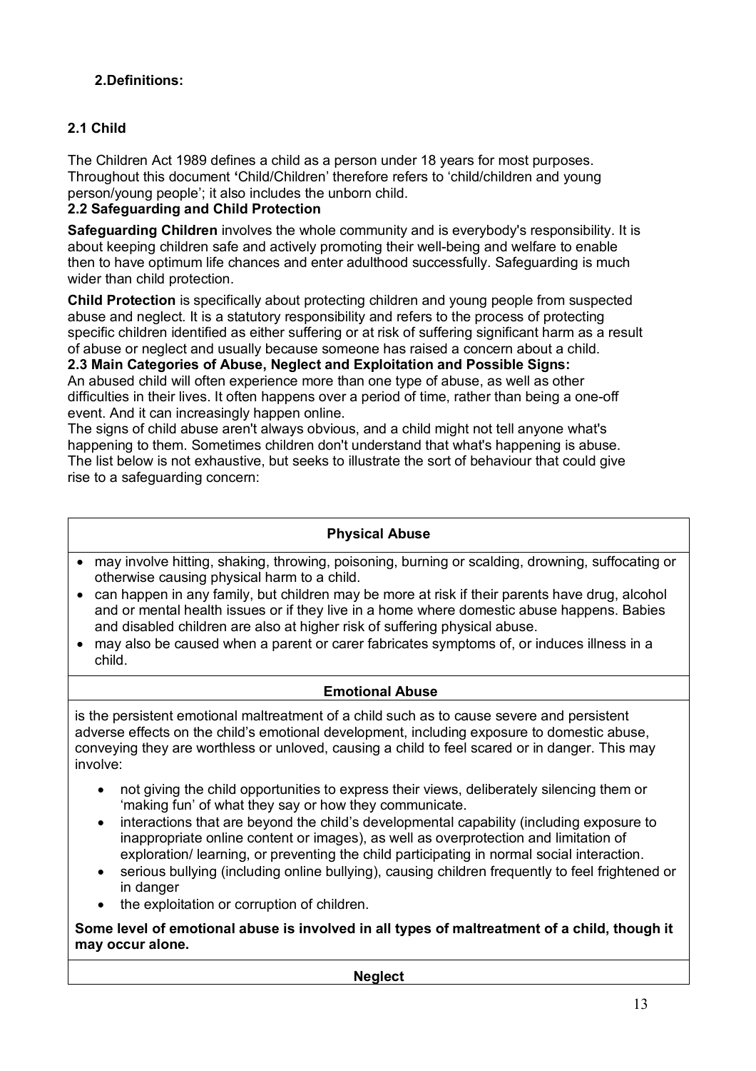## 2.Definitions:

### 2.1 Child

The Children Act 1989 defines a child as a person under 18 years for most purposes. Throughout this document **'**Child/Children' therefore refers to 'child/children and young person/young people'; it also includes the unborn child.

### 2.2 Safeguarding and Child Protection

**Safeguarding Children** involves the whole community and is everybody's responsibility. It is about keeping children safe and actively promoting their well-being and welfare to enable then to have optimum life chances and enter adulthood successfully. Safeguarding is much wider than child protection.

**Child Protection** is specifically about protecting children and young people from suspected abuse and neglect. It is a statutory responsibility and refers to the process of protecting specific children identified as either suffering or at risk of suffering significant harm as a result of abuse or neglect and usually because someone has raised a concern about a child.

### 2.3 Main Categories of Abuse, Neglect and Exploitation and Possible Signs:

An abused child will often experience more than one type of abuse, as well as other difficulties in their lives. It often happens over a period of time, rather than being a one-off event. And it can increasingly happen online.

The signs of child abuse aren't always obvious, and a child might not tell anyone what's happening to them. Sometimes children don't understand that what's happening is abuse. The list below is not exhaustive, but seeks to illustrate the sort of behaviour that could give rise to a safeguarding concern:

**Physical Abuse**

- may involve hitting, shaking, throwing, poisoning, burning or scalding, drowning, suffocating or otherwise causing physical harm to a child.
- can happen in any family, but children may be more at risk if their parents have drug, alcohol and or mental health issues or if they live in a home where domestic abuse happens. Babies and disabled children are also at higher risk of suffering physical abuse.
- may also be caused when a parent or carer fabricates symptoms of, or induces illness in a child.

**Emotional Abuse**

is the persistent emotional maltreatment of a child such as to cause severe and persistent adverse effects on the child's emotional development, including exposure to domestic abuse, conveying they are worthless or unloved, causing a child to feel scared or in danger. This may involve:

- not giving the child opportunities to express their views, deliberately silencing them or 'making fun' of what they say or how they communicate.
- interactions that are beyond the child's developmental capability (including exposure to inappropriate online content or images), as well as overprotection and limitation of exploration/ learning, or preventing the child participating in normal social interaction.
- serious bullying (including online bullying), causing children frequently to feel frightened or in danger
- the exploitation or corruption of children.

**Some level of emotional abuse is involved in all types of maltreatment of a child, though it may occur alone.**

**Neglect**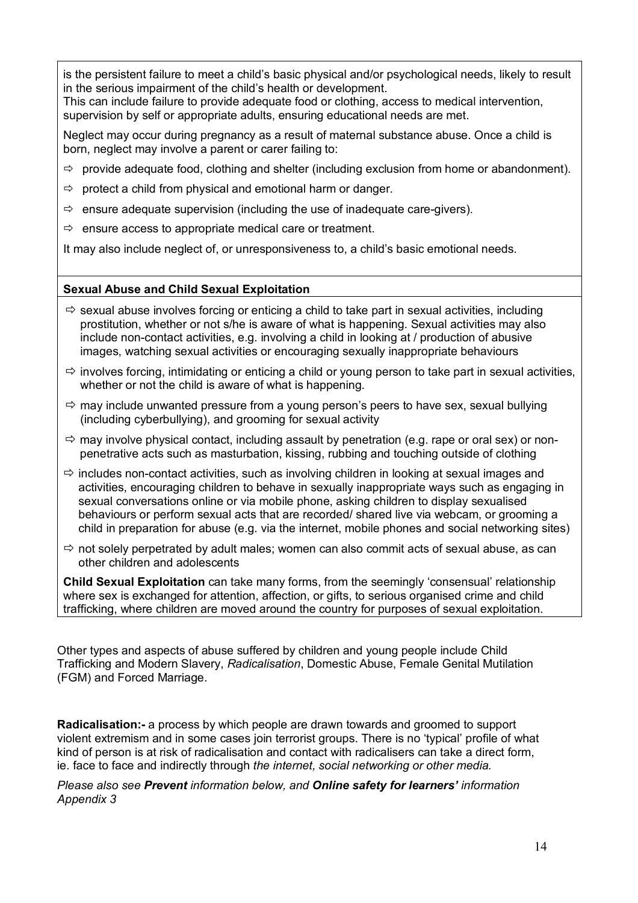is the persistent failure to meet a child's basic physical and/or psychological needs, likely to result in the serious impairment of the child's health or development.
This can include failure to provide adequate food or clothing, access to medical intervention, supervision by self or appropriate adults, ensuring educational needs are met.

Neglect may occur during pregnancy as a result of maternal substance abuse. Once a child is born, neglect may involve a parent or carer failing to:

- ⇨ provide adequate food, clothing and shelter (including exclusion from home or abandonment).
- ⇨ protect a child from physical and emotional harm or danger.
- ⇨ ensure adequate supervision (including the use of inadequate care-givers).
- ⇨ ensure access to appropriate medical care or treatment.

It may also include neglect of, or unresponsiveness to, a child's basic emotional needs.

**Sexual Abuse and Child Sexual Exploitation**

- ⇨ sexual abuse involves forcing or enticing a child to take part in sexual activities, including prostitution, whether or not s/he is aware of what is happening. Sexual activities may also include non-contact activities, e.g. involving a child in looking at / production of abusive images, watching sexual activities or encouraging sexually inappropriate behaviours
- ⇨ involves forcing, intimidating or enticing a child or young person to take part in sexual activities, whether or not the child is aware of what is happening.
- ⇨ may include unwanted pressure from a young person's peers to have sex, sexual bullying (including cyberbullying), and grooming for sexual activity
- ⇨ may involve physical contact, including assault by penetration (e.g. rape or oral sex) or non-penetrative acts such as masturbation, kissing, rubbing and touching outside of clothing
- ⇨ includes non-contact activities, such as involving children in looking at sexual images and activities, encouraging children to behave in sexually inappropriate ways such as engaging in sexual conversations online or via mobile phone, asking children to display sexualised behaviours or perform sexual acts that are recorded/ shared live via webcam, or grooming a child in preparation for abuse (e.g. via the internet, mobile phones and social networking sites)
- ⇨ not solely perpetrated by adult males; women can also commit acts of sexual abuse, as can other children and adolescents

**Child Sexual Exploitation** can take many forms, from the seemingly 'consensual' relationship where sex is exchanged for attention, affection, or gifts, to serious organised crime and child trafficking, where children are moved around the country for purposes of sexual exploitation.

Other types and aspects of abuse suffered by children and young people include Child Trafficking and Modern Slavery, *Radicalisation*, Domestic Abuse, Female Genital Mutilation (FGM) and Forced Marriage.

**Radicalisation:-** a process by which people are drawn towards and groomed to support violent extremism and in some cases join terrorist groups. There is no 'typical' profile of what kind of person is at risk of radicalisation and contact with radicalisers can take a direct form, ie. face to face and indirectly through *the internet, social networking or other media.*

*Please also see **Prevent** information below, and **Online safety for learners'** information Appendix 3*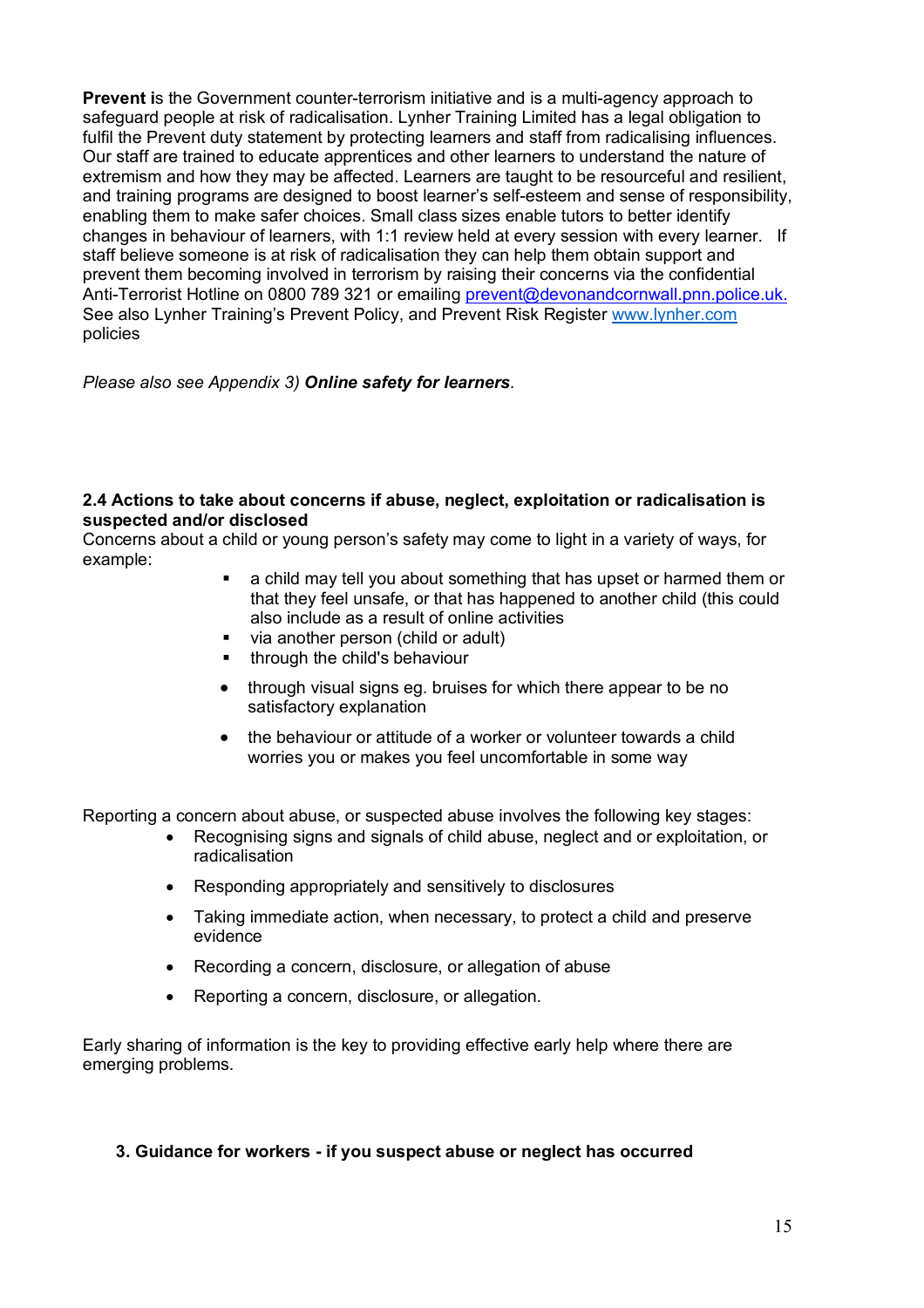**Prevent i**s the Government counter-terrorism initiative and is a multi-agency approach to safeguard people at risk of radicalisation. Lynher Training Limited has a legal obligation to fulfil the Prevent duty statement by protecting learners and staff from radicalising influences. Our staff are trained to educate apprentices and other learners to understand the nature of extremism and how they may be affected. Learners are taught to be resourceful and resilient, and training programs are designed to boost learner's self-esteem and sense of responsibility, enabling them to make safer choices. Small class sizes enable tutors to better identify changes in behaviour of learners, with 1:1 review held at every session with every learner. If staff believe someone is at risk of radicalisation they can help them obtain support and prevent them becoming involved in terrorism by raising their concerns via the confidential Anti-Terrorist Hotline on 0800 789 321 or emailing prevent@devonandcornwall.pnn.police.uk. See also Lynher Training's Prevent Policy, and Prevent Risk Register www.lynher.com policies

*Please also see Appendix 3) **Online safety for learners**.*

### 2.4 Actions to take about concerns if abuse, neglect, exploitation or radicalisation is suspected and/or disclosed

Concerns about a child or young person's safety may come to light in a variety of ways, for example:

- a child may tell you about something that has upset or harmed them or that they feel unsafe, or that has happened to another child (this could also include as a result of online activities
- via another person (child or adult)
- through the child's behaviour
- through visual signs eg. bruises for which there appear to be no satisfactory explanation
- the behaviour or attitude of a worker or volunteer towards a child worries you or makes you feel uncomfortable in some way

Reporting a concern about abuse, or suspected abuse involves the following key stages:

- Recognising signs and signals of child abuse, neglect and or exploitation, or radicalisation
- Responding appropriately and sensitively to disclosures
- Taking immediate action, when necessary, to protect a child and preserve evidence
- Recording a concern, disclosure, or allegation of abuse
- Reporting a concern, disclosure, or allegation.

Early sharing of information is the key to providing effective early help where there are emerging problems.

## 3. Guidance for workers - if you suspect abuse or neglect has occurred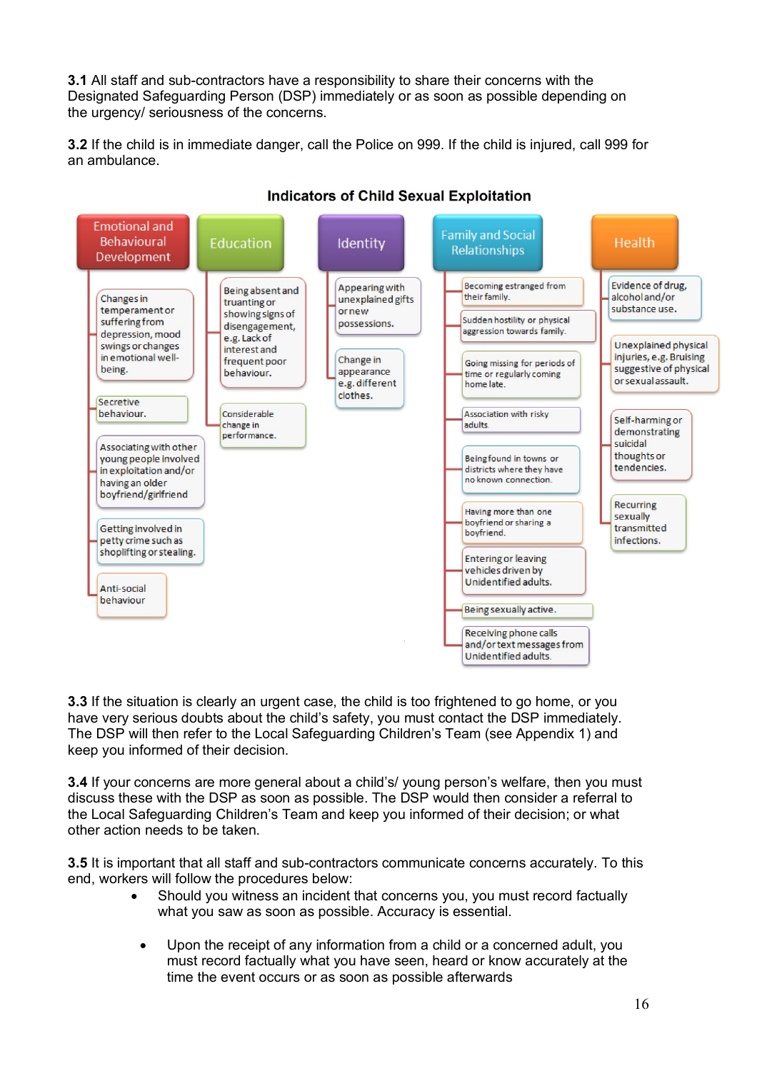**3.1** All staff and sub-contractors have a responsibility to share their concerns with the Designated Safeguarding Person (DSP) immediately or as soon as possible depending on the urgency/ seriousness of the concerns.

**3.2** If the child is in immediate danger, call the Police on 999. If the child is injured, call 999 for an ambulance.

### Indicators of Child Sexual Exploitation

**Emotional and Behavioural Development**
- Changes in temperament or suffering from depression, mood swings or changes in emotional well-being.
- Secretive behaviour.
- Associating with other young people involved in exploitation and/or having an older boyfriend/girlfriend
- Getting involved in petty crime such as shoplifting or stealing.
- Anti-social behaviour

**Education**
- Being absent and truanting or showing signs of disengagement, e.g. Lack of interest and frequent poor behaviour.
- Considerable change in performance.

**Identity**
- Appearing with unexplained gifts or new possessions.
- Change in appearance e.g. different clothes.

**Family and Social Relationships**
- Becoming estranged from their family.
- Sudden hostility or physical aggression towards family.
- Going missing for periods of time or regularly coming home late.
- Association with risky adults.
- Being found in towns or districts where they have no known connection.
- Having more than one boyfriend or sharing a boyfriend.
- Entering or leaving vehicles driven by Unidentified adults.
- Being sexually active.
- Receiving phone calls and/or text messages from Unidentified adults.

**Health**
- Evidence of drug, alcohol and/or substance use.
- Unexplained physical injuries, e.g. Bruising suggestive of physical or sexual assault.
- Self-harming or demonstrating suicidal thoughts or tendencies.
- Recurring sexually transmitted infections.

**3.3** If the situation is clearly an urgent case, the child is too frightened to go home, or you have very serious doubts about the child's safety, you must contact the DSP immediately. The DSP will then refer to the Local Safeguarding Children's Team (see Appendix 1) and keep you informed of their decision.

**3.4** If your concerns are more general about a child's/ young person's welfare, then you must discuss these with the DSP as soon as possible. The DSP would then consider a referral to the Local Safeguarding Children's Team and keep you informed of their decision; or what other action needs to be taken.

**3.5** It is important that all staff and sub-contractors communicate concerns accurately. To this end, workers will follow the procedures below:

- Should you witness an incident that concerns you, you must record factually what you saw as soon as possible. Accuracy is essential.

- Upon the receipt of any information from a child or a concerned adult, you must record factually what you have seen, heard or know accurately at the time the event occurs or as soon as possible afterwards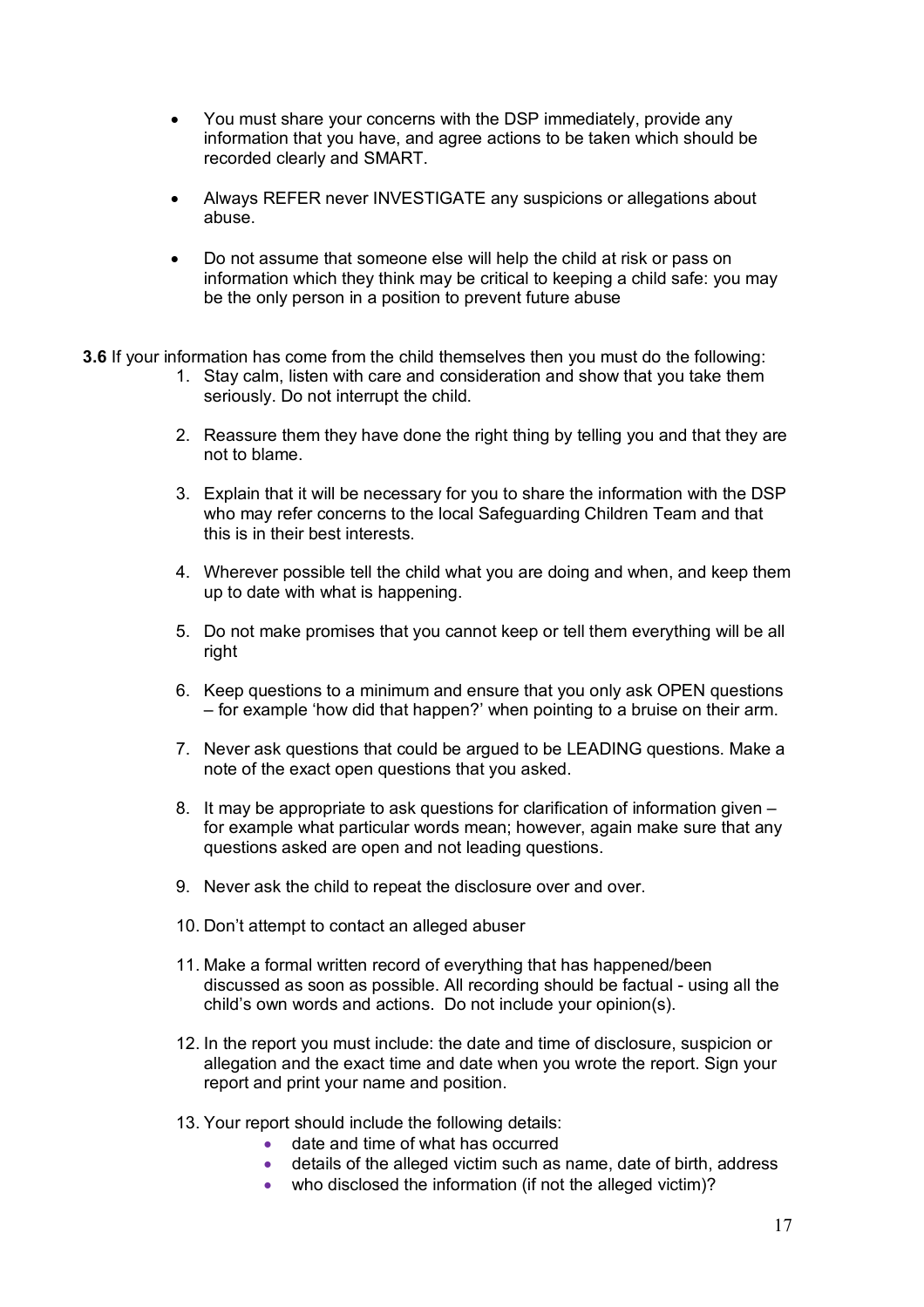- You must share your concerns with the DSP immediately, provide any information that you have, and agree actions to be taken which should be recorded clearly and SMART.

- Always REFER never INVESTIGATE any suspicions or allegations about abuse.

- Do not assume that someone else will help the child at risk or pass on information which they think may be critical to keeping a child safe: you may be the only person in a position to prevent future abuse

**3.6** If your information has come from the child themselves then you must do the following:

1. Stay calm, listen with care and consideration and show that you take them seriously. Do not interrupt the child.

2. Reassure them they have done the right thing by telling you and that they are not to blame.

3. Explain that it will be necessary for you to share the information with the DSP who may refer concerns to the local Safeguarding Children Team and that this is in their best interests.

4. Wherever possible tell the child what you are doing and when, and keep them up to date with what is happening.

5. Do not make promises that you cannot keep or tell them everything will be all right

6. Keep questions to a minimum and ensure that you only ask OPEN questions – for example 'how did that happen?' when pointing to a bruise on their arm.

7. Never ask questions that could be argued to be LEADING questions. Make a note of the exact open questions that you asked.

8. It may be appropriate to ask questions for clarification of information given – for example what particular words mean; however, again make sure that any questions asked are open and not leading questions.

9. Never ask the child to repeat the disclosure over and over.

10. Don't attempt to contact an alleged abuser

11. Make a formal written record of everything that has happened/been discussed as soon as possible. All recording should be factual - using all the child's own words and actions. Do not include your opinion(s).

12. In the report you must include: the date and time of disclosure, suspicion or allegation and the exact time and date when you wrote the report. Sign your report and print your name and position.

13. Your report should include the following details:
    - date and time of what has occurred
    - details of the alleged victim such as name, date of birth, address
    - who disclosed the information (if not the alleged victim)?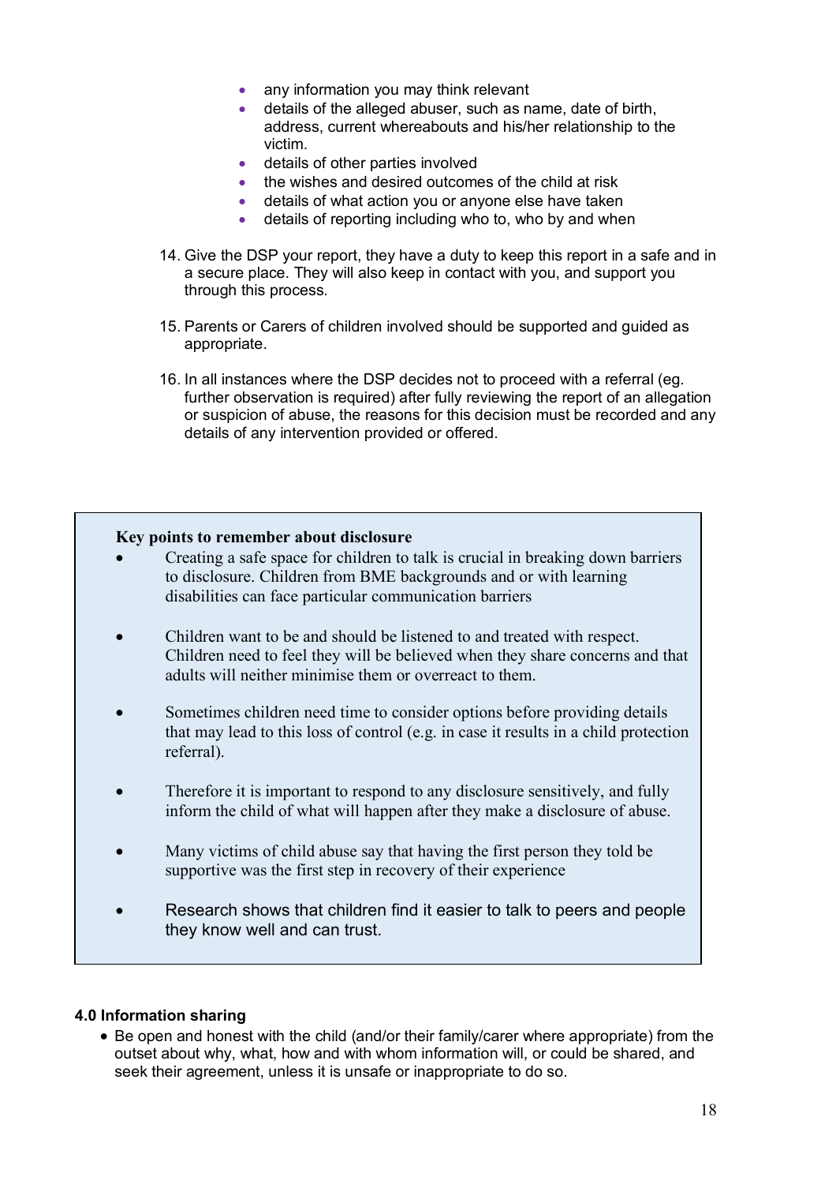- any information you may think relevant
- details of the alleged abuser, such as name, date of birth, address, current whereabouts and his/her relationship to the victim.
- details of other parties involved
- the wishes and desired outcomes of the child at risk
- details of what action you or anyone else have taken
- details of reporting including who to, who by and when

14. Give the DSP your report, they have a duty to keep this report in a safe and in a secure place. They will also keep in contact with you, and support you through this process.

15. Parents or Carers of children involved should be supported and guided as appropriate.

16. In all instances where the DSP decides not to proceed with a referral (eg. further observation is required) after fully reviewing the report of an allegation or suspicion of abuse, the reasons for this decision must be recorded and any details of any intervention provided or offered.

**Key points to remember about disclosure**

- Creating a safe space for children to talk is crucial in breaking down barriers to disclosure. Children from BME backgrounds and or with learning disabilities can face particular communication barriers

- Children want to be and should be listened to and treated with respect. Children need to feel they will be believed when they share concerns and that adults will neither minimise them or overreact to them.

- Sometimes children need time to consider options before providing details that may lead to this loss of control (e.g. in case it results in a child protection referral).

- Therefore it is important to respond to any disclosure sensitively, and fully inform the child of what will happen after they make a disclosure of abuse.

- Many victims of child abuse say that having the first person they told be supportive was the first step in recovery of their experience

- Research shows that children find it easier to talk to peers and people they know well and can trust.

### 4.0 Information sharing

- Be open and honest with the child (and/or their family/carer where appropriate) from the outset about why, what, how and with whom information will, or could be shared, and seek their agreement, unless it is unsafe or inappropriate to do so.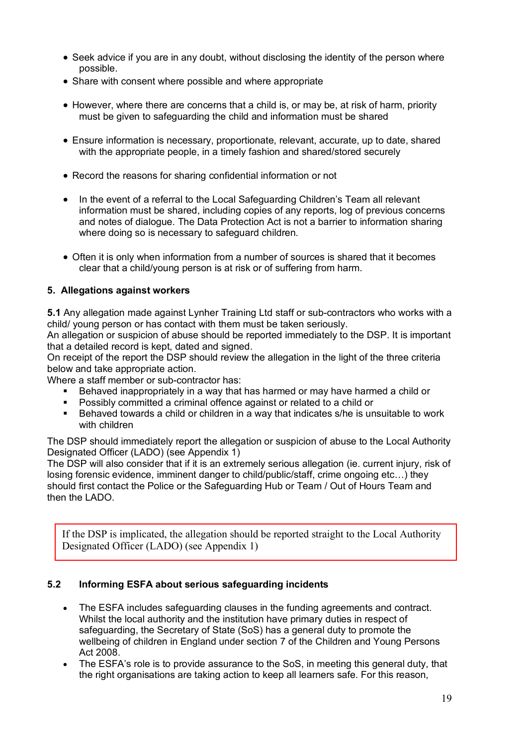- Seek advice if you are in any doubt, without disclosing the identity of the person where possible.
- Share with consent where possible and where appropriate
- However, where there are concerns that a child is, or may be, at risk of harm, priority must be given to safeguarding the child and information must be shared
- Ensure information is necessary, proportionate, relevant, accurate, up to date, shared with the appropriate people, in a timely fashion and shared/stored securely
- Record the reasons for sharing confidential information or not
- In the event of a referral to the Local Safeguarding Children's Team all relevant information must be shared, including copies of any reports, log of previous concerns and notes of dialogue. The Data Protection Act is not a barrier to information sharing where doing so is necessary to safeguard children.
- Often it is only when information from a number of sources is shared that it becomes clear that a child/young person is at risk or of suffering from harm.

### 5. Allegations against workers

**5.1** Any allegation made against Lynher Training Ltd staff or sub-contractors who works with a child/ young person or has contact with them must be taken seriously.
An allegation or suspicion of abuse should be reported immediately to the DSP. It is important that a detailed record is kept, dated and signed.
On receipt of the report the DSP should review the allegation in the light of the three criteria below and take appropriate action.
Where a staff member or sub-contractor has:

- Behaved inappropriately in a way that has harmed or may have harmed a child or
- Possibly committed a criminal offence against or related to a child or
- Behaved towards a child or children in a way that indicates s/he is unsuitable to work with children

The DSP should immediately report the allegation or suspicion of abuse to the Local Authority Designated Officer (LADO) (see Appendix 1)
The DSP will also consider that if it is an extremely serious allegation (ie. current injury, risk of losing forensic evidence, imminent danger to child/public/staff, crime ongoing etc…) they should first contact the Police or the Safeguarding Hub or Team / Out of Hours Team and then the LADO.

> If the DSP is implicated, the allegation should be reported straight to the Local Authority Designated Officer (LADO) (see Appendix 1)

### 5.2 Informing ESFA about serious safeguarding incidents

- The ESFA includes safeguarding clauses in the funding agreements and contract. Whilst the local authority and the institution have primary duties in respect of safeguarding, the Secretary of State (SoS) has a general duty to promote the wellbeing of children in England under section 7 of the Children and Young Persons Act 2008.
- The ESFA's role is to provide assurance to the SoS, in meeting this general duty, that the right organisations are taking action to keep all learners safe. For this reason,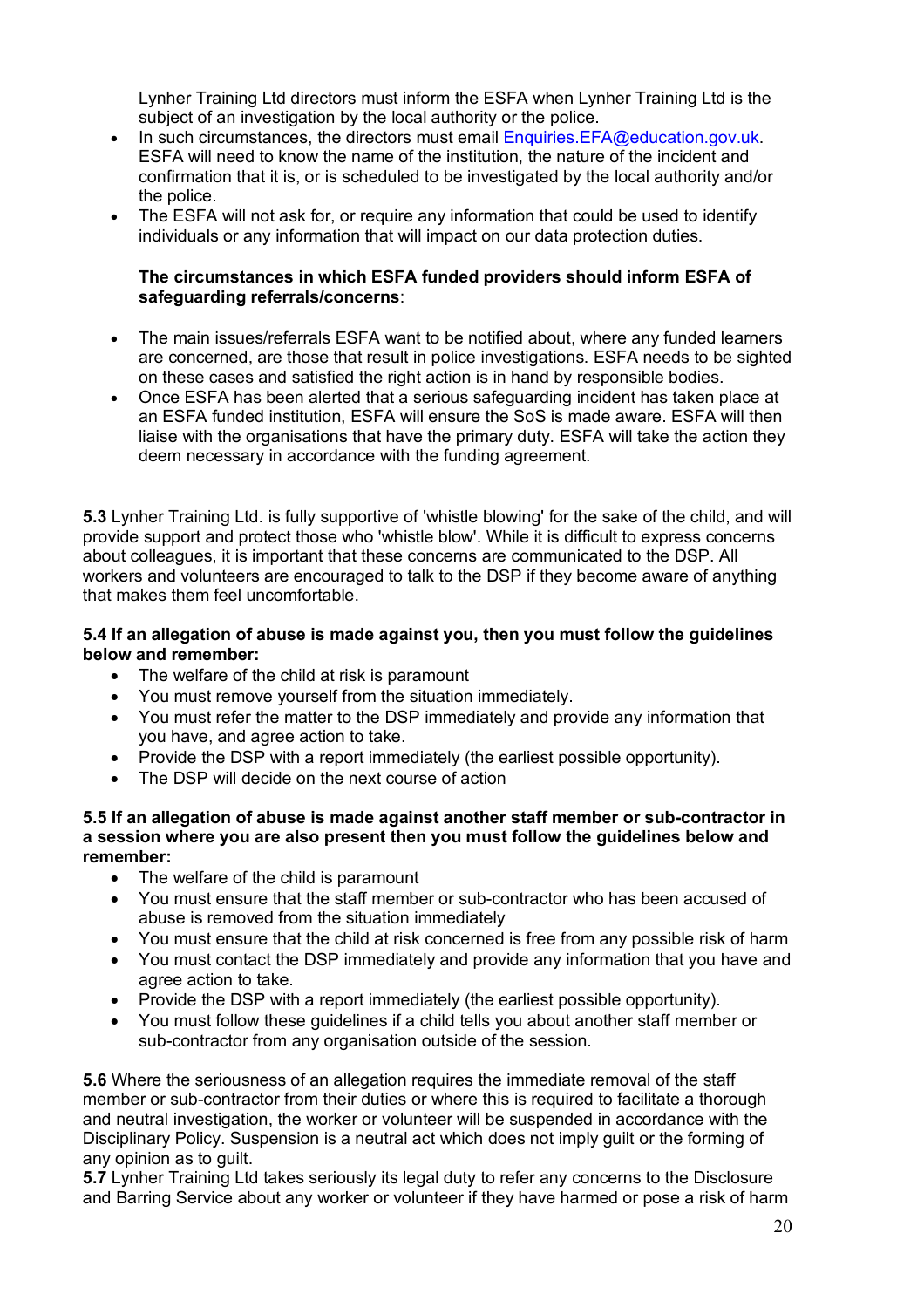Lynher Training Ltd directors must inform the ESFA when Lynher Training Ltd is the subject of an investigation by the local authority or the police.

- In such circumstances, the directors must email Enquiries.EFA@education.gov.uk. ESFA will need to know the name of the institution, the nature of the incident and confirmation that it is, or is scheduled to be investigated by the local authority and/or the police.
- The ESFA will not ask for, or require any information that could be used to identify individuals or any information that will impact on our data protection duties.

**The circumstances in which ESFA funded providers should inform ESFA of safeguarding referrals/concerns**:

- The main issues/referrals ESFA want to be notified about, where any funded learners are concerned, are those that result in police investigations. ESFA needs to be sighted on these cases and satisfied the right action is in hand by responsible bodies.
- Once ESFA has been alerted that a serious safeguarding incident has taken place at an ESFA funded institution, ESFA will ensure the SoS is made aware. ESFA will then liaise with the organisations that have the primary duty. ESFA will take the action they deem necessary in accordance with the funding agreement.

**5.3** Lynher Training Ltd. is fully supportive of 'whistle blowing' for the sake of the child, and will provide support and protect those who 'whistle blow'. While it is difficult to express concerns about colleagues, it is important that these concerns are communicated to the DSP. All workers and volunteers are encouraged to talk to the DSP if they become aware of anything that makes them feel uncomfortable.

**5.4 If an allegation of abuse is made against you, then you must follow the guidelines below and remember:**

- The welfare of the child at risk is paramount
- You must remove yourself from the situation immediately.
- You must refer the matter to the DSP immediately and provide any information that you have, and agree action to take.
- Provide the DSP with a report immediately (the earliest possible opportunity).
- The DSP will decide on the next course of action

**5.5 If an allegation of abuse is made against another staff member or sub-contractor in a session where you are also present then you must follow the guidelines below and remember:**

- The welfare of the child is paramount
- You must ensure that the staff member or sub-contractor who has been accused of abuse is removed from the situation immediately
- You must ensure that the child at risk concerned is free from any possible risk of harm
- You must contact the DSP immediately and provide any information that you have and agree action to take.
- Provide the DSP with a report immediately (the earliest possible opportunity).
- You must follow these guidelines if a child tells you about another staff member or sub-contractor from any organisation outside of the session.

**5.6** Where the seriousness of an allegation requires the immediate removal of the staff member or sub-contractor from their duties or where this is required to facilitate a thorough and neutral investigation, the worker or volunteer will be suspended in accordance with the Disciplinary Policy. Suspension is a neutral act which does not imply guilt or the forming of any opinion as to guilt.

**5.7** Lynher Training Ltd takes seriously its legal duty to refer any concerns to the Disclosure and Barring Service about any worker or volunteer if they have harmed or pose a risk of harm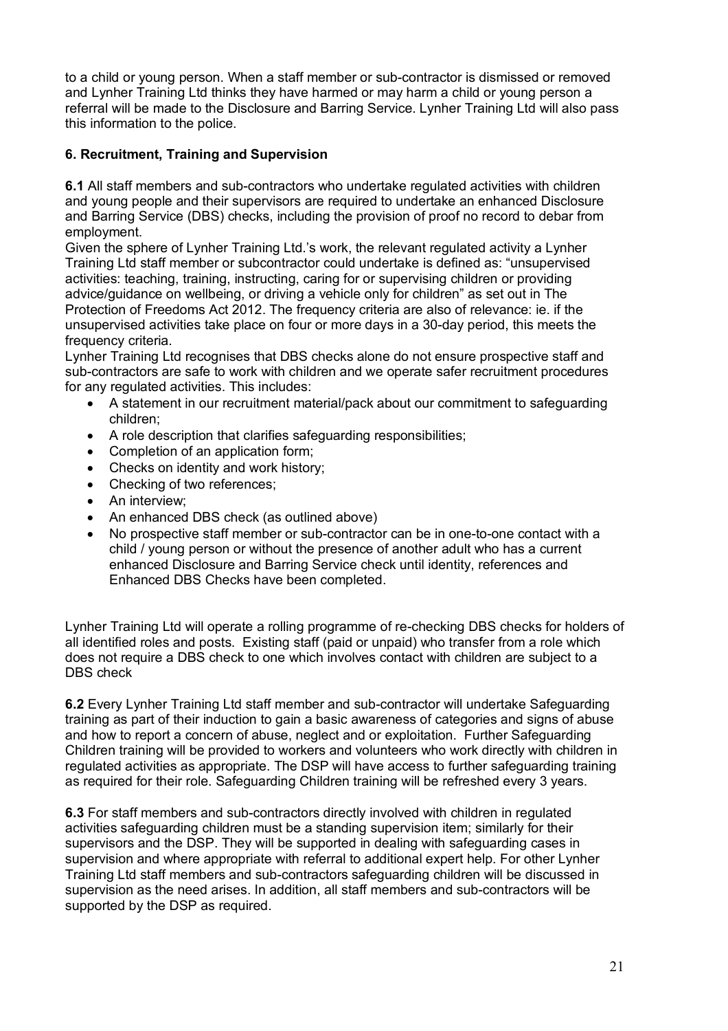to a child or young person. When a staff member or sub-contractor is dismissed or removed and Lynher Training Ltd thinks they have harmed or may harm a child or young person a referral will be made to the Disclosure and Barring Service. Lynher Training Ltd will also pass this information to the police.

### 6. Recruitment, Training and Supervision

**6.1** All staff members and sub-contractors who undertake regulated activities with children and young people and their supervisors are required to undertake an enhanced Disclosure and Barring Service (DBS) checks, including the provision of proof no record to debar from employment.
Given the sphere of Lynher Training Ltd.'s work, the relevant regulated activity a Lynher Training Ltd staff member or subcontractor could undertake is defined as: "unsupervised activities: teaching, training, instructing, caring for or supervising children or providing advice/guidance on wellbeing, or driving a vehicle only for children" as set out in The Protection of Freedoms Act 2012. The frequency criteria are also of relevance: ie. if the unsupervised activities take place on four or more days in a 30-day period, this meets the frequency criteria.
Lynher Training Ltd recognises that DBS checks alone do not ensure prospective staff and sub-contractors are safe to work with children and we operate safer recruitment procedures for any regulated activities. This includes:

- A statement in our recruitment material/pack about our commitment to safeguarding children;
- A role description that clarifies safeguarding responsibilities;
- Completion of an application form;
- Checks on identity and work history;
- Checking of two references;
- An interview;
- An enhanced DBS check (as outlined above)
- No prospective staff member or sub-contractor can be in one-to-one contact with a child / young person or without the presence of another adult who has a current enhanced Disclosure and Barring Service check until identity, references and Enhanced DBS Checks have been completed.

Lynher Training Ltd will operate a rolling programme of re-checking DBS checks for holders of all identified roles and posts. Existing staff (paid or unpaid) who transfer from a role which does not require a DBS check to one which involves contact with children are subject to a DBS check

**6.2** Every Lynher Training Ltd staff member and sub-contractor will undertake Safeguarding training as part of their induction to gain a basic awareness of categories and signs of abuse and how to report a concern of abuse, neglect and or exploitation. Further Safeguarding Children training will be provided to workers and volunteers who work directly with children in regulated activities as appropriate. The DSP will have access to further safeguarding training as required for their role. Safeguarding Children training will be refreshed every 3 years.

**6.3** For staff members and sub-contractors directly involved with children in regulated activities safeguarding children must be a standing supervision item; similarly for their supervisors and the DSP. They will be supported in dealing with safeguarding cases in supervision and where appropriate with referral to additional expert help. For other Lynher Training Ltd staff members and sub-contractors safeguarding children will be discussed in supervision as the need arises. In addition, all staff members and sub-contractors will be supported by the DSP as required.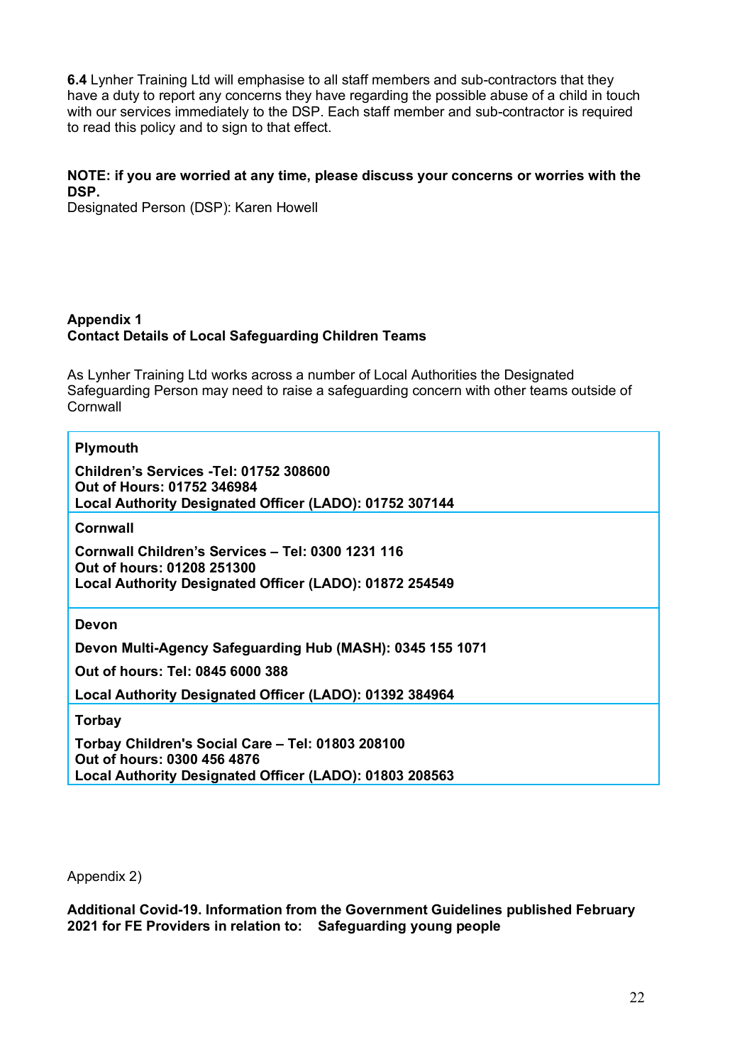**6.4** Lynher Training Ltd will emphasise to all staff members and sub-contractors that they have a duty to report any concerns they have regarding the possible abuse of a child in touch with our services immediately to the DSP. Each staff member and sub-contractor is required to read this policy and to sign to that effect.

**NOTE: if you are worried at any time, please discuss your concerns or worries with the DSP.**
Designated Person (DSP): Karen Howell

**Appendix 1**
**Contact Details of Local Safeguarding Children Teams**

As Lynher Training Ltd works across a number of Local Authorities the Designated Safeguarding Person may need to raise a safeguarding concern with other teams outside of Cornwall

| |
|---|
| **Plymouth** |
| **Children's Services -Tel: 01752 308600**<br>**Out of Hours: 01752 346984**<br>**Local Authority Designated Officer (LADO): 01752 307144** |
| **Cornwall** |
| **Cornwall Children's Services – Tel: 0300 1231 116**<br>**Out of hours: 01208 251300**<br>**Local Authority Designated Officer (LADO): 01872 254549** |
| **Devon** |
| **Devon Multi-Agency Safeguarding Hub (MASH): 0345 155 1071**<br>**Out of hours: Tel: 0845 6000 388**<br>**Local Authority Designated Officer (LADO): 01392 384964** |
| **Torbay** |
| **Torbay Children's Social Care – Tel: 01803 208100**<br>**Out of hours: 0300 456 4876**<br>**Local Authority Designated Officer (LADO): 01803 208563** |

Appendix 2)

**Additional Covid-19. Information from the Government Guidelines published February 2021 for FE Providers in relation to: Safeguarding young people**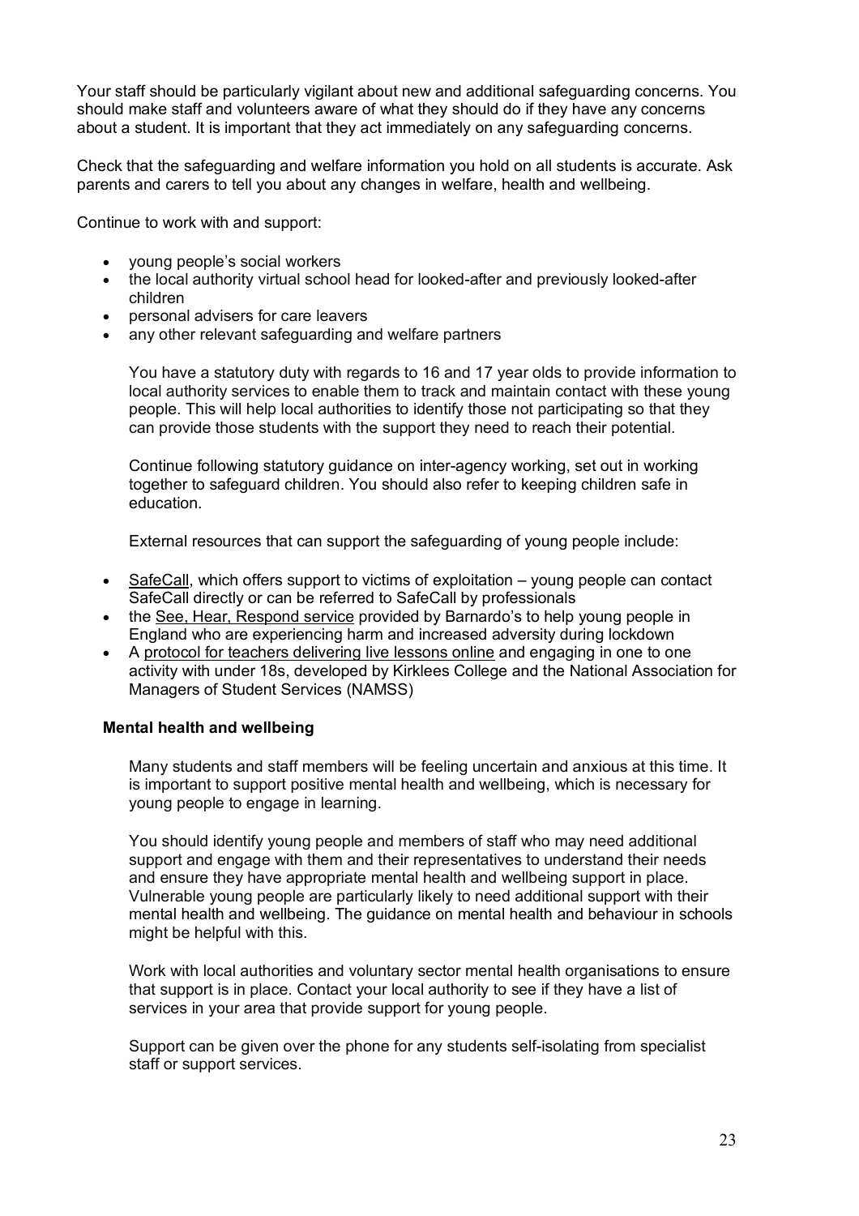Your staff should be particularly vigilant about new and additional safeguarding concerns. You should make staff and volunteers aware of what they should do if they have any concerns about a student. It is important that they act immediately on any safeguarding concerns.

Check that the safeguarding and welfare information you hold on all students is accurate. Ask parents and carers to tell you about any changes in welfare, health and wellbeing.

Continue to work with and support:

- young people's social workers
- the local authority virtual school head for looked-after and previously looked-after children
- personal advisers for care leavers
- any other relevant safeguarding and welfare partners

You have a statutory duty with regards to 16 and 17 year olds to provide information to local authority services to enable them to track and maintain contact with these young people. This will help local authorities to identify those not participating so that they can provide those students with the support they need to reach their potential.

Continue following statutory guidance on inter-agency working, set out in working together to safeguard children. You should also refer to keeping children safe in education.

External resources that can support the safeguarding of young people include:

- SafeCall, which offers support to victims of exploitation – young people can contact SafeCall directly or can be referred to SafeCall by professionals
- the See, Hear, Respond service provided by Barnardo's to help young people in England who are experiencing harm and increased adversity during lockdown
- A protocol for teachers delivering live lessons online and engaging in one to one activity with under 18s, developed by Kirklees College and the National Association for Managers of Student Services (NAMSS)

**Mental health and wellbeing**

Many students and staff members will be feeling uncertain and anxious at this time. It is important to support positive mental health and wellbeing, which is necessary for young people to engage in learning.

You should identify young people and members of staff who may need additional support and engage with them and their representatives to understand their needs and ensure they have appropriate mental health and wellbeing support in place. Vulnerable young people are particularly likely to need additional support with their mental health and wellbeing. The guidance on mental health and behaviour in schools might be helpful with this.

Work with local authorities and voluntary sector mental health organisations to ensure that support is in place. Contact your local authority to see if they have a list of services in your area that provide support for young people.

Support can be given over the phone for any students self-isolating from specialist staff or support services.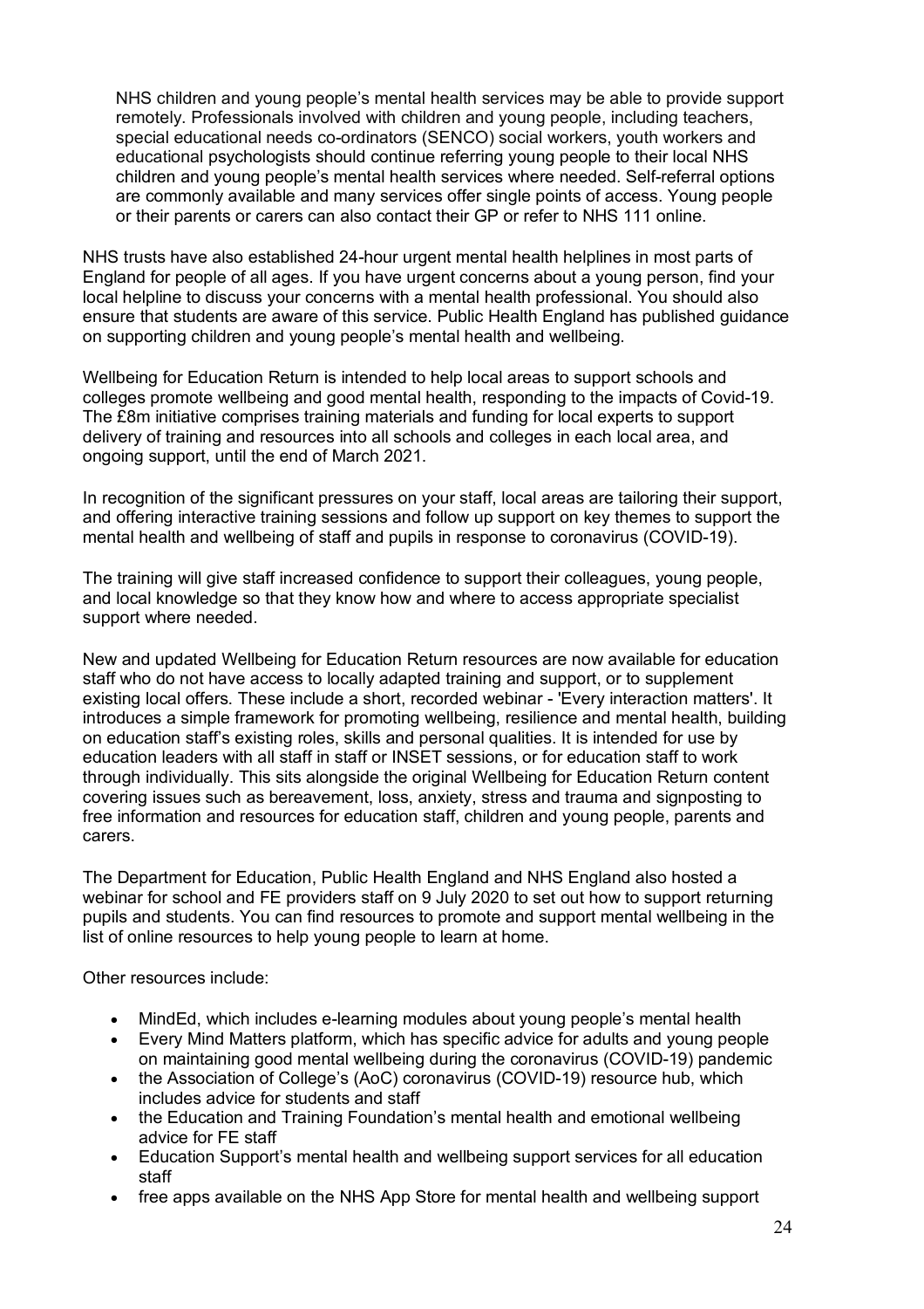NHS children and young people's mental health services may be able to provide support remotely. Professionals involved with children and young people, including teachers, special educational needs co-ordinators (SENCO) social workers, youth workers and educational psychologists should continue referring young people to their local NHS children and young people's mental health services where needed. Self-referral options are commonly available and many services offer single points of access. Young people or their parents or carers can also contact their GP or refer to NHS 111 online.

NHS trusts have also established 24-hour urgent mental health helplines in most parts of England for people of all ages. If you have urgent concerns about a young person, find your local helpline to discuss your concerns with a mental health professional. You should also ensure that students are aware of this service. Public Health England has published guidance on supporting children and young people's mental health and wellbeing.

Wellbeing for Education Return is intended to help local areas to support schools and colleges promote wellbeing and good mental health, responding to the impacts of Covid-19. The £8m initiative comprises training materials and funding for local experts to support delivery of training and resources into all schools and colleges in each local area, and ongoing support, until the end of March 2021.

In recognition of the significant pressures on your staff, local areas are tailoring their support, and offering interactive training sessions and follow up support on key themes to support the mental health and wellbeing of staff and pupils in response to coronavirus (COVID-19).

The training will give staff increased confidence to support their colleagues, young people, and local knowledge so that they know how and where to access appropriate specialist support where needed.

New and updated Wellbeing for Education Return resources are now available for education staff who do not have access to locally adapted training and support, or to supplement existing local offers. These include a short, recorded webinar - 'Every interaction matters'. It introduces a simple framework for promoting wellbeing, resilience and mental health, building on education staff's existing roles, skills and personal qualities. It is intended for use by education leaders with all staff in staff or INSET sessions, or for education staff to work through individually. This sits alongside the original Wellbeing for Education Return content covering issues such as bereavement, loss, anxiety, stress and trauma and signposting to free information and resources for education staff, children and young people, parents and carers.

The Department for Education, Public Health England and NHS England also hosted a webinar for school and FE providers staff on 9 July 2020 to set out how to support returning pupils and students. You can find resources to promote and support mental wellbeing in the list of online resources to help young people to learn at home.

Other resources include:

- MindEd, which includes e-learning modules about young people's mental health
- Every Mind Matters platform, which has specific advice for adults and young people on maintaining good mental wellbeing during the coronavirus (COVID-19) pandemic
- the Association of College's (AoC) coronavirus (COVID-19) resource hub, which includes advice for students and staff
- the Education and Training Foundation's mental health and emotional wellbeing advice for FE staff
- Education Support's mental health and wellbeing support services for all education staff
- free apps available on the NHS App Store for mental health and wellbeing support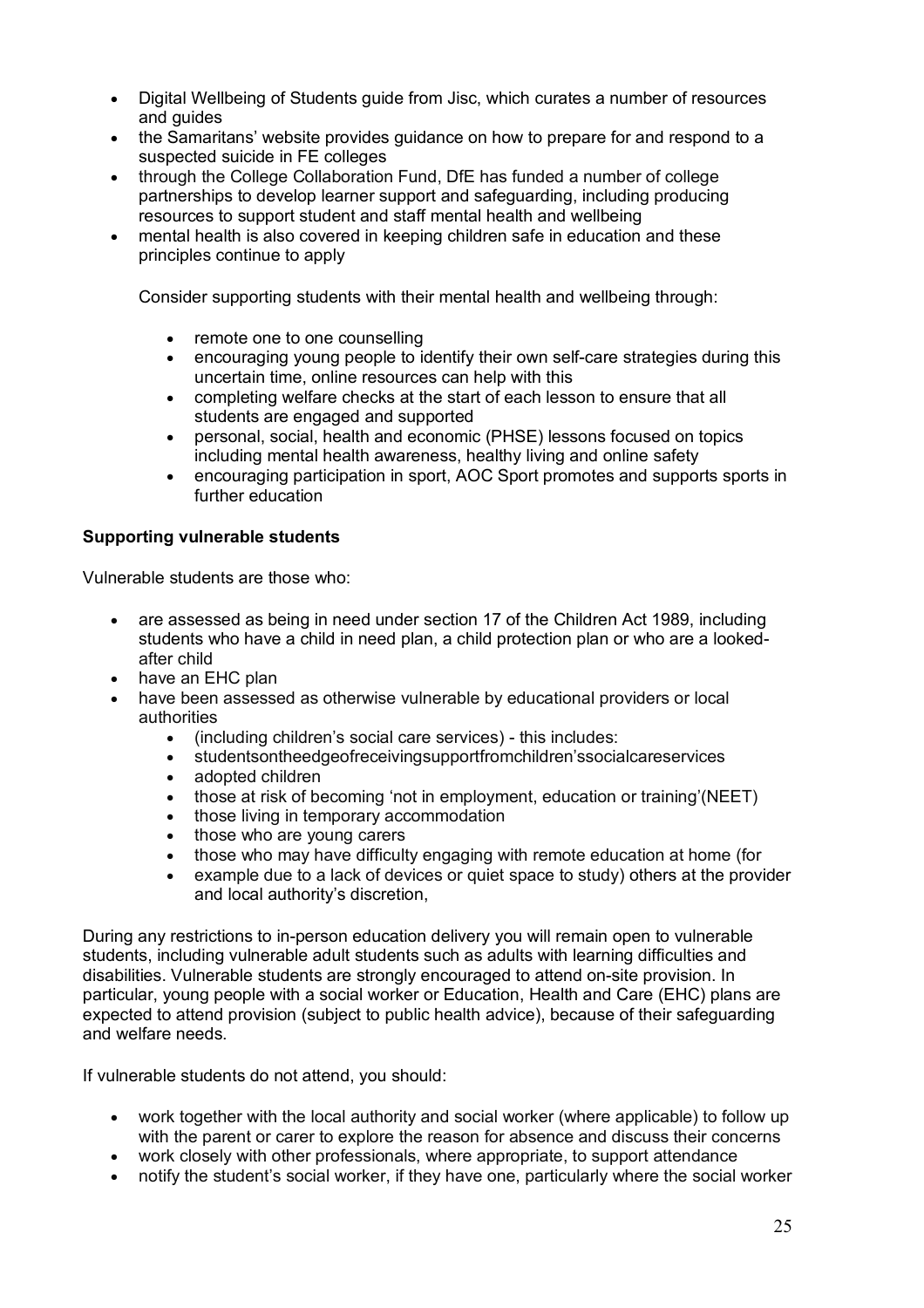- Digital Wellbeing of Students guide from Jisc, which curates a number of resources and guides
- the Samaritans' website provides guidance on how to prepare for and respond to a suspected suicide in FE colleges
- through the College Collaboration Fund, DfE has funded a number of college partnerships to develop learner support and safeguarding, including producing resources to support student and staff mental health and wellbeing
- mental health is also covered in keeping children safe in education and these principles continue to apply

Consider supporting students with their mental health and wellbeing through:

- remote one to one counselling
- encouraging young people to identify their own self-care strategies during this uncertain time, online resources can help with this
- completing welfare checks at the start of each lesson to ensure that all students are engaged and supported
- personal, social, health and economic (PHSE) lessons focused on topics including mental health awareness, healthy living and online safety
- encouraging participation in sport, AOC Sport promotes and supports sports in further education

**Supporting vulnerable students**

Vulnerable students are those who:

- are assessed as being in need under section 17 of the Children Act 1989, including students who have a child in need plan, a child protection plan or who are a looked-after child
- have an EHC plan
- have been assessed as otherwise vulnerable by educational providers or local authorities
  - (including children's social care services) - this includes:
  - studentsontheedgeofreceivingsupportfromchildren'ssocialcareservices
  - adopted children
  - those at risk of becoming 'not in employment, education or training'(NEET)
  - those living in temporary accommodation
  - those who are young carers
  - those who may have difficulty engaging with remote education at home (for
  - example due to a lack of devices or quiet space to study) others at the provider and local authority's discretion,

During any restrictions to in-person education delivery you will remain open to vulnerable students, including vulnerable adult students such as adults with learning difficulties and disabilities. Vulnerable students are strongly encouraged to attend on-site provision. In particular, young people with a social worker or Education, Health and Care (EHC) plans are expected to attend provision (subject to public health advice), because of their safeguarding and welfare needs.

If vulnerable students do not attend, you should:

- work together with the local authority and social worker (where applicable) to follow up with the parent or carer to explore the reason for absence and discuss their concerns
- work closely with other professionals, where appropriate, to support attendance
- notify the student's social worker, if they have one, particularly where the social worker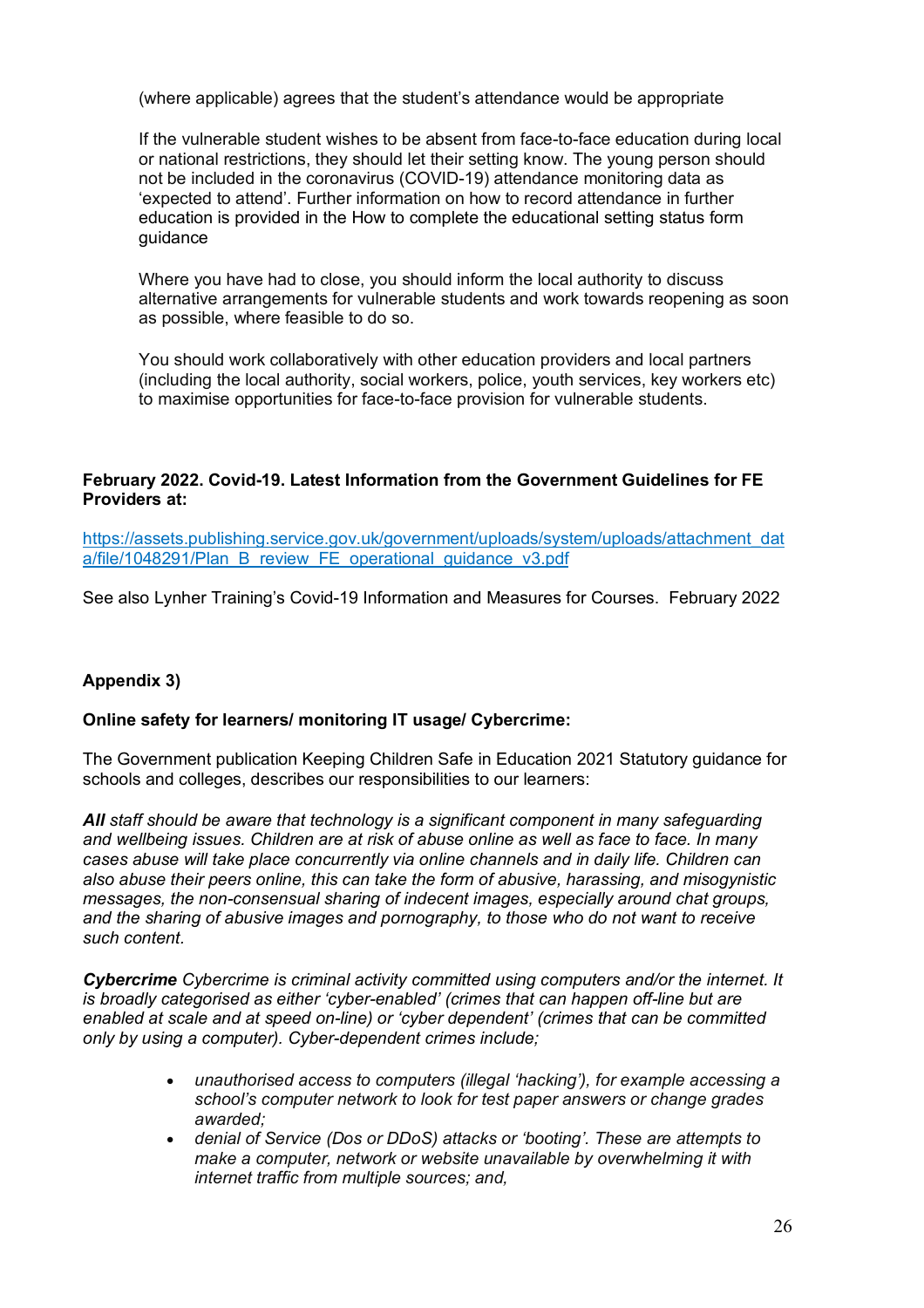(where applicable) agrees that the student's attendance would be appropriate

If the vulnerable student wishes to be absent from face-to-face education during local or national restrictions, they should let their setting know. The young person should not be included in the coronavirus (COVID-19) attendance monitoring data as 'expected to attend'. Further information on how to record attendance in further education is provided in the How to complete the educational setting status form guidance

Where you have had to close, you should inform the local authority to discuss alternative arrangements for vulnerable students and work towards reopening as soon as possible, where feasible to do so.

You should work collaboratively with other education providers and local partners (including the local authority, social workers, police, youth services, key workers etc) to maximise opportunities for face-to-face provision for vulnerable students.

**February 2022. Covid-19. Latest Information from the Government Guidelines for FE Providers at:**

https://assets.publishing.service.gov.uk/government/uploads/system/uploads/attachment_data/file/1048291/Plan_B_review_FE_operational_guidance_v3.pdf

See also Lynher Training's Covid-19 Information and Measures for Courses. February 2022

**Appendix 3)**

**Online safety for learners/ monitoring IT usage/ Cybercrime:**

The Government publication Keeping Children Safe in Education 2021 Statutory guidance for schools and colleges, describes our responsibilities to our learners:

***All*** *staff should be aware that technology is a significant component in many safeguarding and wellbeing issues. Children are at risk of abuse online as well as face to face. In many cases abuse will take place concurrently via online channels and in daily life. Children can also abuse their peers online, this can take the form of abusive, harassing, and misogynistic messages, the non-consensual sharing of indecent images, especially around chat groups, and the sharing of abusive images and pornography, to those who do not want to receive such content.*

***Cybercrime*** *Cybercrime is criminal activity committed using computers and/or the internet. It is broadly categorised as either 'cyber-enabled' (crimes that can happen off-line but are enabled at scale and at speed on-line) or 'cyber dependent' (crimes that can be committed only by using a computer). Cyber-dependent crimes include;*

- *unauthorised access to computers (illegal 'hacking'), for example accessing a school's computer network to look for test paper answers or change grades awarded;*
- *denial of Service (Dos or DDoS) attacks or 'booting'. These are attempts to make a computer, network or website unavailable by overwhelming it with internet traffic from multiple sources; and,*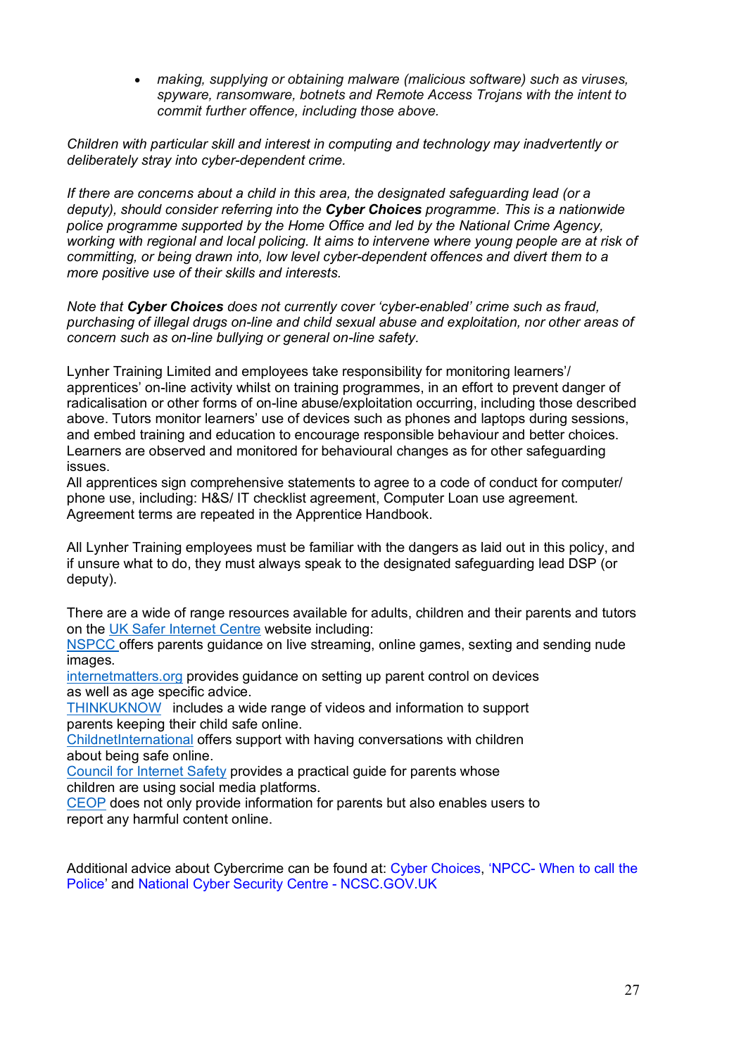- *making, supplying or obtaining malware (malicious software) such as viruses, spyware, ransomware, botnets and Remote Access Trojans with the intent to commit further offence, including those above.*

*Children with particular skill and interest in computing and technology may inadvertently or deliberately stray into cyber-dependent crime.*

*If there are concerns about a child in this area, the designated safeguarding lead (or a deputy), should consider referring into the **Cyber Choices** programme. This is a nationwide police programme supported by the Home Office and led by the National Crime Agency, working with regional and local policing. It aims to intervene where young people are at risk of committing, or being drawn into, low level cyber-dependent offences and divert them to a more positive use of their skills and interests.*

*Note that **Cyber Choices** does not currently cover 'cyber-enabled' crime such as fraud, purchasing of illegal drugs on-line and child sexual abuse and exploitation, nor other areas of concern such as on-line bullying or general on-line safety.*

Lynher Training Limited and employees take responsibility for monitoring learners'/ apprentices' on-line activity whilst on training programmes, in an effort to prevent danger of radicalisation or other forms of on-line abuse/exploitation occurring, including those described above. Tutors monitor learners' use of devices such as phones and laptops during sessions, and embed training and education to encourage responsible behaviour and better choices. Learners are observed and monitored for behavioural changes as for other safeguarding issues.
All apprentices sign comprehensive statements to agree to a code of conduct for computer/ phone use, including: H&S/ IT checklist agreement, Computer Loan use agreement. Agreement terms are repeated in the Apprentice Handbook.

All Lynher Training employees must be familiar with the dangers as laid out in this policy, and if unsure what to do, they must always speak to the designated safeguarding lead DSP (or deputy).

There are a wide of range resources available for adults, children and their parents and tutors on the UK Safer Internet Centre website including:
NSPCC offers parents guidance on live streaming, online games, sexting and sending nude images.
internetmatters.org provides guidance on setting up parent control on devices as well as age specific advice.
THINKUKNOW includes a wide range of videos and information to support parents keeping their child safe online.
ChildnetInternational offers support with having conversations with children about being safe online.
Council for Internet Safety provides a practical guide for parents whose children are using social media platforms.
CEOP does not only provide information for parents but also enables users to report any harmful content online.

Additional advice about Cybercrime can be found at: Cyber Choices, 'NPCC- When to call the Police' and National Cyber Security Centre - NCSC.GOV.UK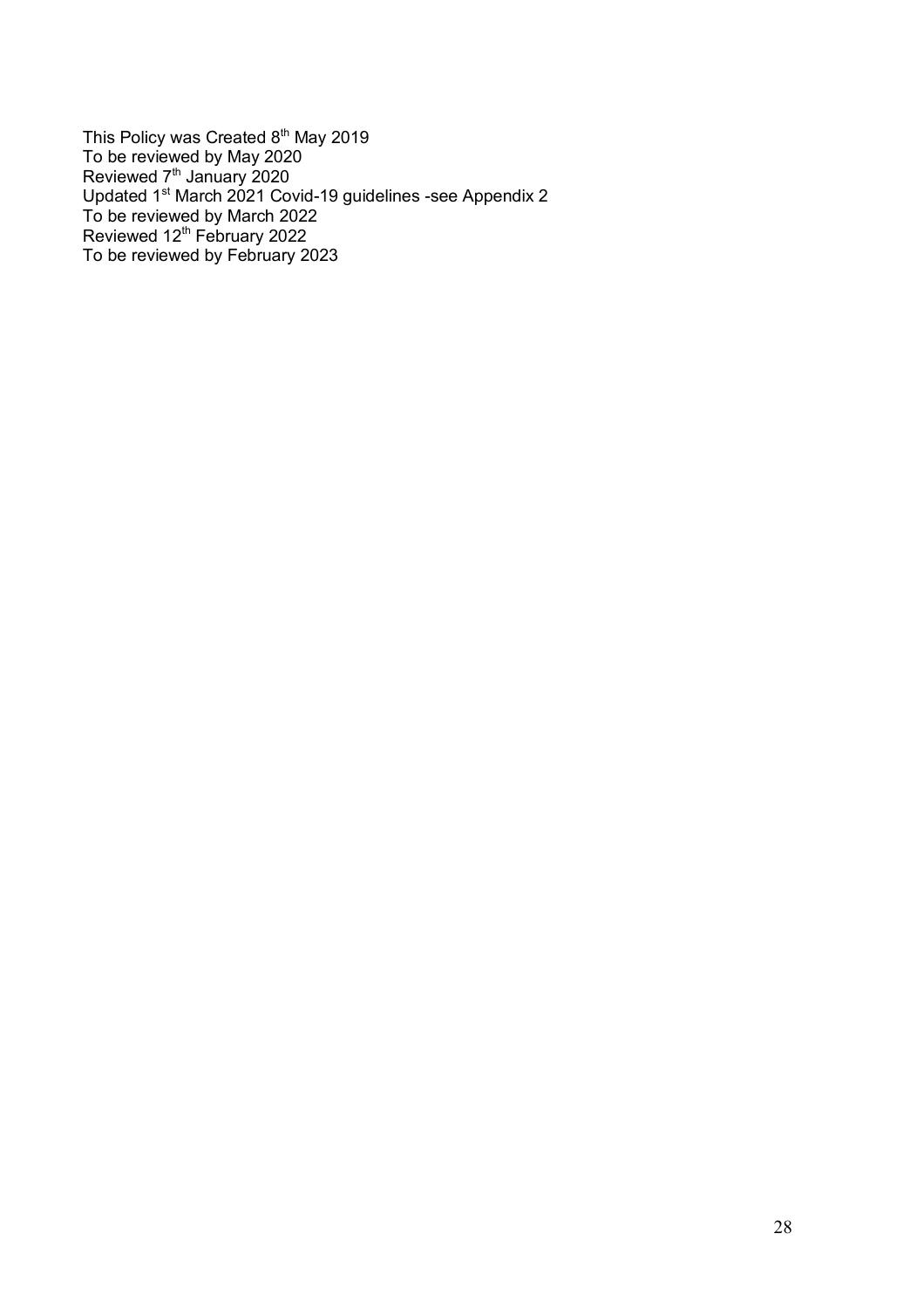This Policy was Created 8th May 2019
To be reviewed by May 2020
Reviewed 7th January 2020
Updated 1st March 2021 Covid-19 guidelines -see Appendix 2
To be reviewed by March 2022
Reviewed 12th February 2022
To be reviewed by February 2023